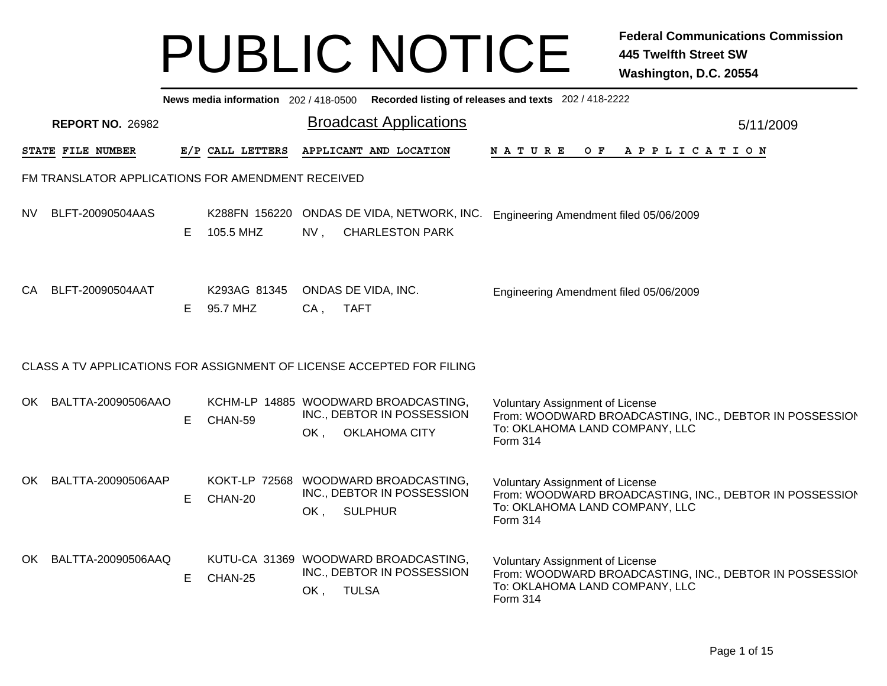# PUBLIC NOTICE

**Federal Communications Commission**
**445 Twelfth Street SW**
**Washington, D.C. 20554**

**News media information** 202 / 418-0500 **Recorded listing of releases and texts** 202 / 418-2222

**REPORT NO.** 26982

## Broadcast Applications

5/11/2009

| STATE | FILE NUMBER | E/P | CALL LETTERS | APPLICANT AND LOCATION | NATURE OF APPLICATION |
|---|---|---|---|---|---|

### FM TRANSLATOR APPLICATIONS FOR AMENDMENT RECEIVED

| STATE | FILE NUMBER | E/P | CALL LETTERS | APPLICANT AND LOCATION | NATURE OF APPLICATION |
|---|---|---|---|---|---|
| NV | BLFT-20090504AAS | E | K288FN 156220<br>105.5 MHZ | ONDAS DE VIDA, NETWORK, INC.<br>NV , CHARLESTON PARK | Engineering Amendment filed 05/06/2009 |
| CA | BLFT-20090504AAT | E | K293AG 81345<br>95.7 MHZ | ONDAS DE VIDA, INC.<br>CA , TAFT | Engineering Amendment filed 05/06/2009 |

### CLASS A TV APPLICATIONS FOR ASSIGNMENT OF LICENSE ACCEPTED FOR FILING

| STATE | FILE NUMBER | E/P | CALL LETTERS | APPLICANT AND LOCATION | NATURE OF APPLICATION |
|---|---|---|---|---|---|
| OK | BALTTA-20090506AAO | E | KCHM-LP 14885<br>CHAN-59 | WOODWARD BROADCASTING, INC., DEBTOR IN POSSESSION<br>OK , OKLAHOMA CITY | Voluntary Assignment of License<br>From: WOODWARD BROADCASTING, INC., DEBTOR IN POSSESSION<br>To: OKLAHOMA LAND COMPANY, LLC<br>Form 314 |
| OK | BALTTA-20090506AAP | E | KOKT-LP 72568<br>CHAN-20 | WOODWARD BROADCASTING, INC., DEBTOR IN POSSESSION<br>OK , SULPHUR | Voluntary Assignment of License<br>From: WOODWARD BROADCASTING, INC., DEBTOR IN POSSESSION<br>To: OKLAHOMA LAND COMPANY, LLC<br>Form 314 |
| OK | BALTTA-20090506AAQ | E | KUTU-CA 31369<br>CHAN-25 | WOODWARD BROADCASTING, INC., DEBTOR IN POSSESSION<br>OK , TULSA | Voluntary Assignment of License<br>From: WOODWARD BROADCASTING, INC., DEBTOR IN POSSESSION<br>To: OKLAHOMA LAND COMPANY, LLC<br>Form 314 |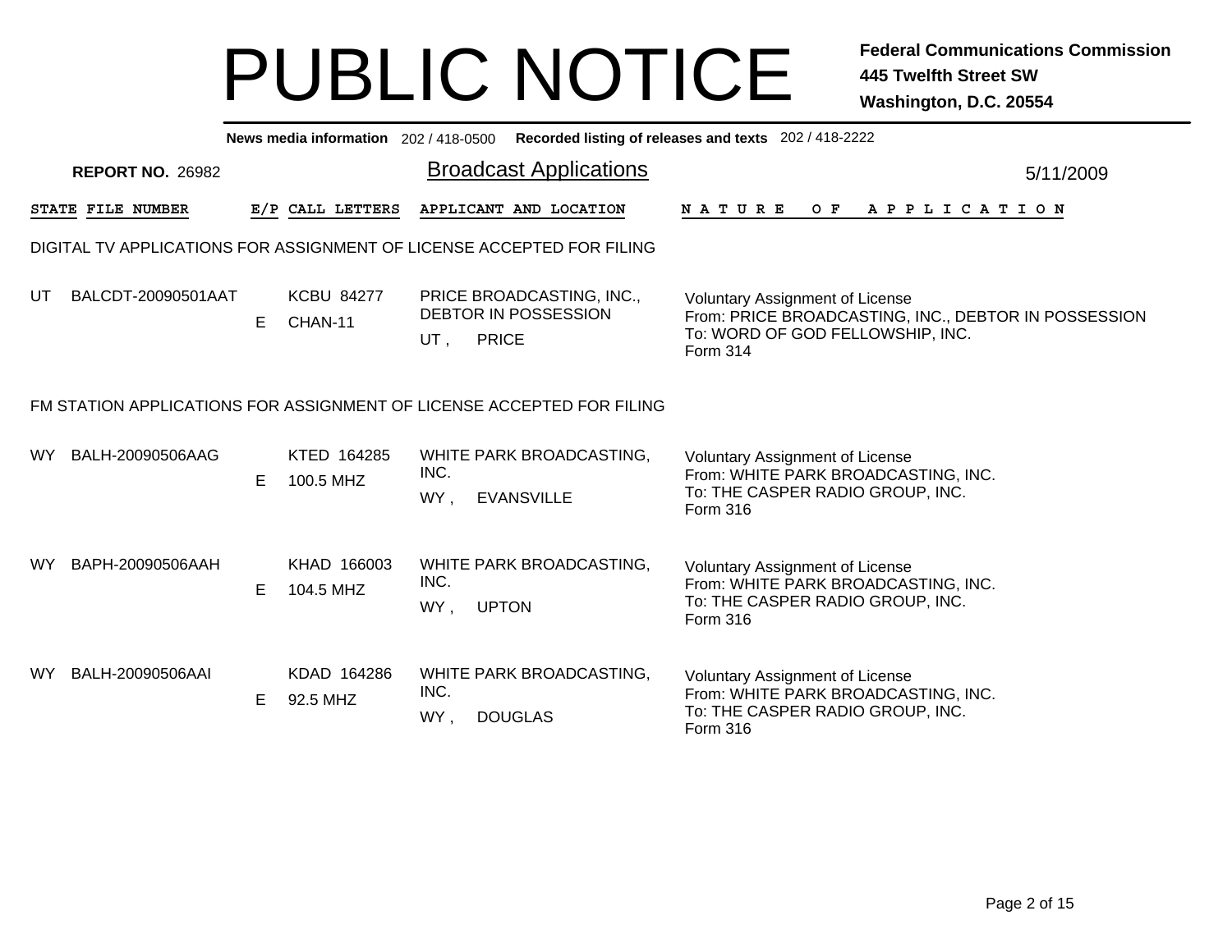# PUBLIC NOTICE

**Federal Communications Commission**
**445 Twelfth Street SW**
**Washington, D.C. 20554**

**News media information** 202 / 418-0500 **Recorded listing of releases and texts** 202 / 418-2222

**REPORT NO.** 26982

## Broadcast Applications

5/11/2009

### DIGITAL TV APPLICATIONS FOR ASSIGNMENT OF LICENSE ACCEPTED FOR FILING

| STATE | FILE NUMBER | E/P | CALL LETTERS | APPLICANT AND LOCATION | NATURE OF APPLICATION |
|---|---|---|---|---|---|
| UT | BALCDT-20090501AAT | E | KCBU 84277 CHAN-11 | PRICE BROADCASTING, INC., DEBTOR IN POSSESSION UT , PRICE | Voluntary Assignment of License From: PRICE BROADCASTING, INC., DEBTOR IN POSSESSION To: WORD OF GOD FELLOWSHIP, INC. Form 314 |

### FM STATION APPLICATIONS FOR ASSIGNMENT OF LICENSE ACCEPTED FOR FILING

| STATE | FILE NUMBER | E/P | CALL LETTERS | APPLICANT AND LOCATION | NATURE OF APPLICATION |
|---|---|---|---|---|---|
| WY | BALH-20090506AAG | E | KTED 164285 100.5 MHZ | WHITE PARK BROADCASTING, INC. WY , EVANSVILLE | Voluntary Assignment of License From: WHITE PARK BROADCASTING, INC. To: THE CASPER RADIO GROUP, INC. Form 316 |
| WY | BAPH-20090506AAH | E | KHAD 166003 104.5 MHZ | WHITE PARK BROADCASTING, INC. WY , UPTON | Voluntary Assignment of License From: WHITE PARK BROADCASTING, INC. To: THE CASPER RADIO GROUP, INC. Form 316 |
| WY | BALH-20090506AAI | E | KDAD 164286 92.5 MHZ | WHITE PARK BROADCASTING, INC. WY , DOUGLAS | Voluntary Assignment of License From: WHITE PARK BROADCASTING, INC. To: THE CASPER RADIO GROUP, INC. Form 316 |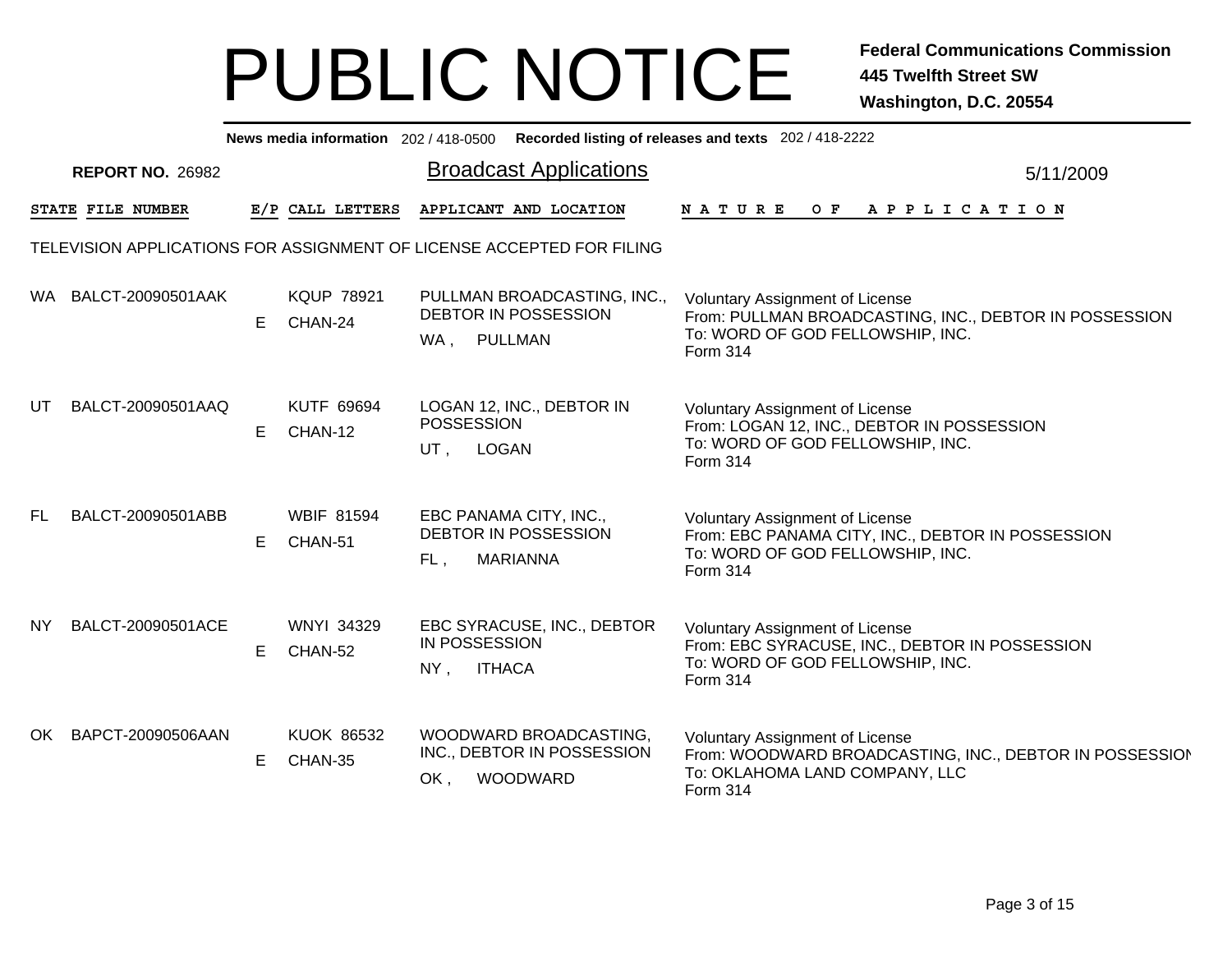# PUBLIC NOTICE

**Federal Communications Commission**
**445 Twelfth Street SW**
**Washington, D.C. 20554**

**News media information** 202 / 418-0500 **Recorded listing of releases and texts** 202 / 418-2222

**REPORT NO.** 26982

## Broadcast Applications

5/11/2009

TELEVISION APPLICATIONS FOR ASSIGNMENT OF LICENSE ACCEPTED FOR FILING

| STATE | FILE NUMBER | E/P | CALL LETTERS | APPLICANT AND LOCATION | NATURE OF APPLICATION |
|---|---|---|---|---|---|
| WA | BALCT-20090501AAK | E | KQUP 78921 CHAN-24 | PULLMAN BROADCASTING, INC., DEBTOR IN POSSESSION WA , PULLMAN | Voluntary Assignment of License From: PULLMAN BROADCASTING, INC., DEBTOR IN POSSESSION To: WORD OF GOD FELLOWSHIP, INC. Form 314 |
| UT | BALCT-20090501AAQ | E | KUTF 69694 CHAN-12 | LOGAN 12, INC., DEBTOR IN POSSESSION UT , LOGAN | Voluntary Assignment of License From: LOGAN 12, INC., DEBTOR IN POSSESSION To: WORD OF GOD FELLOWSHIP, INC. Form 314 |
| FL | BALCT-20090501ABB | E | WBIF 81594 CHAN-51 | EBC PANAMA CITY, INC., DEBTOR IN POSSESSION FL , MARIANNA | Voluntary Assignment of License From: EBC PANAMA CITY, INC., DEBTOR IN POSSESSION To: WORD OF GOD FELLOWSHIP, INC. Form 314 |
| NY | BALCT-20090501ACE | E | WNYI 34329 CHAN-52 | EBC SYRACUSE, INC., DEBTOR IN POSSESSION NY , ITHACA | Voluntary Assignment of License From: EBC SYRACUSE, INC., DEBTOR IN POSSESSION To: WORD OF GOD FELLOWSHIP, INC. Form 314 |
| OK | BAPCT-20090506AAN | E | KUOK 86532 CHAN-35 | WOODWARD BROADCASTING, INC., DEBTOR IN POSSESSION OK , WOODWARD | Voluntary Assignment of License From: WOODWARD BROADCASTING, INC., DEBTOR IN POSSESSION To: OKLAHOMA LAND COMPANY, LLC Form 314 |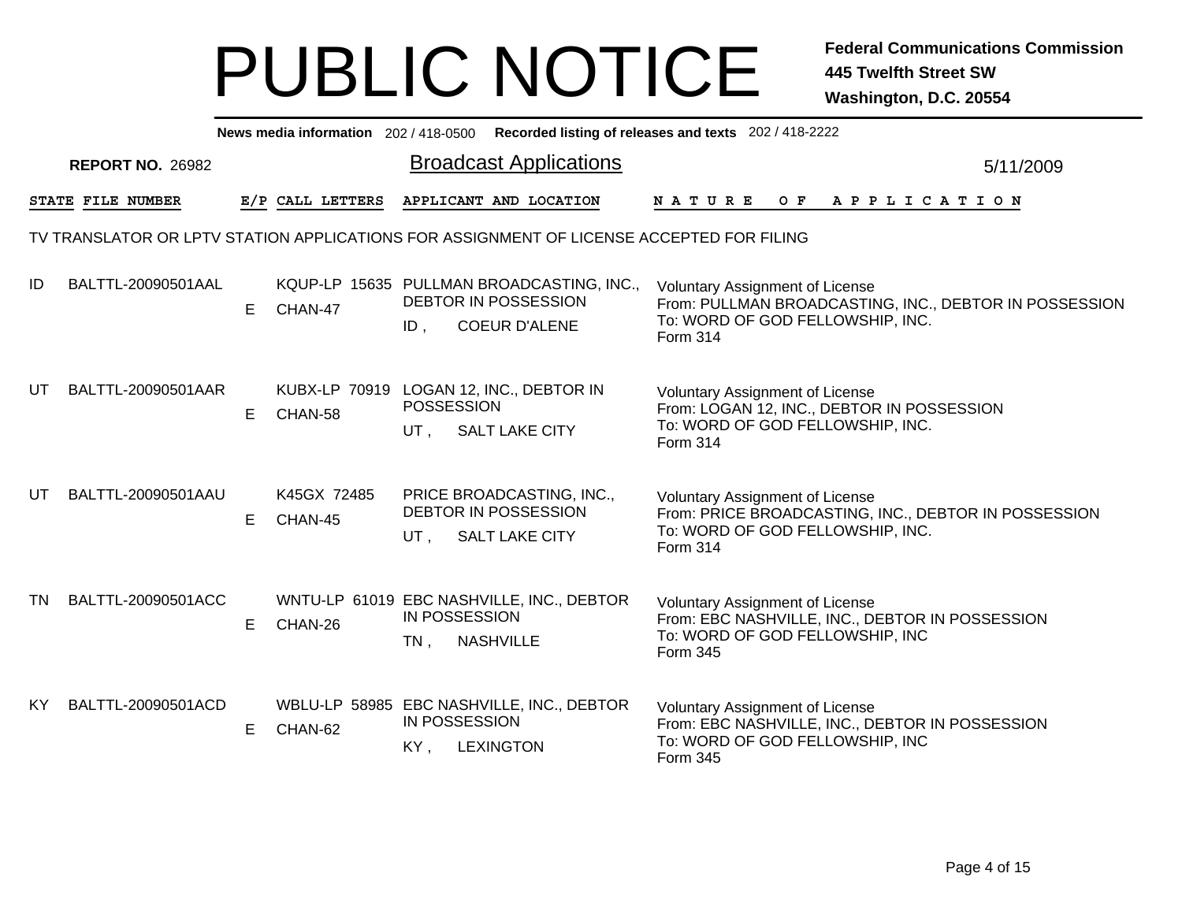# PUBLIC NOTICE

**Federal Communications Commission**
**445 Twelfth Street SW**
**Washington, D.C. 20554**

**News media information** 202 / 418-0500 **Recorded listing of releases and texts** 202 / 418-2222

**REPORT NO.** 26982

## Broadcast Applications

5/11/2009

TV TRANSLATOR OR LPTV STATION APPLICATIONS FOR ASSIGNMENT OF LICENSE ACCEPTED FOR FILING

| STATE | FILE NUMBER | E/P | CALL LETTERS | APPLICANT AND LOCATION | NATURE OF APPLICATION |
|---|---|---|---|---|---|
| ID | BALTTL-20090501AAL | E | KQUP-LP 15635 CHAN-47 | PULLMAN BROADCASTING, INC., DEBTOR IN POSSESSION<br>ID , COEUR D'ALENE | Voluntary Assignment of License<br>From: PULLMAN BROADCASTING, INC., DEBTOR IN POSSESSION<br>To: WORD OF GOD FELLOWSHIP, INC.<br>Form 314 |
| UT | BALTTL-20090501AAR | E | KUBX-LP 70919 CHAN-58 | LOGAN 12, INC., DEBTOR IN POSSESSION<br>UT , SALT LAKE CITY | Voluntary Assignment of License<br>From: LOGAN 12, INC., DEBTOR IN POSSESSION<br>To: WORD OF GOD FELLOWSHIP, INC.<br>Form 314 |
| UT | BALTTL-20090501AAU | E | K45GX 72485 CHAN-45 | PRICE BROADCASTING, INC., DEBTOR IN POSSESSION<br>UT , SALT LAKE CITY | Voluntary Assignment of License<br>From: PRICE BROADCASTING, INC., DEBTOR IN POSSESSION<br>To: WORD OF GOD FELLOWSHIP, INC.<br>Form 314 |
| TN | BALTTL-20090501ACC | E | WNTU-LP 61019 CHAN-26 | EBC NASHVILLE, INC., DEBTOR IN POSSESSION<br>TN , NASHVILLE | Voluntary Assignment of License<br>From: EBC NASHVILLE, INC., DEBTOR IN POSSESSION<br>To: WORD OF GOD FELLOWSHIP, INC<br>Form 345 |
| KY | BALTTL-20090501ACD | E | WBLU-LP 58985 CHAN-62 | EBC NASHVILLE, INC., DEBTOR IN POSSESSION<br>KY , LEXINGTON | Voluntary Assignment of License<br>From: EBC NASHVILLE, INC., DEBTOR IN POSSESSION<br>To: WORD OF GOD FELLOWSHIP, INC<br>Form 345 |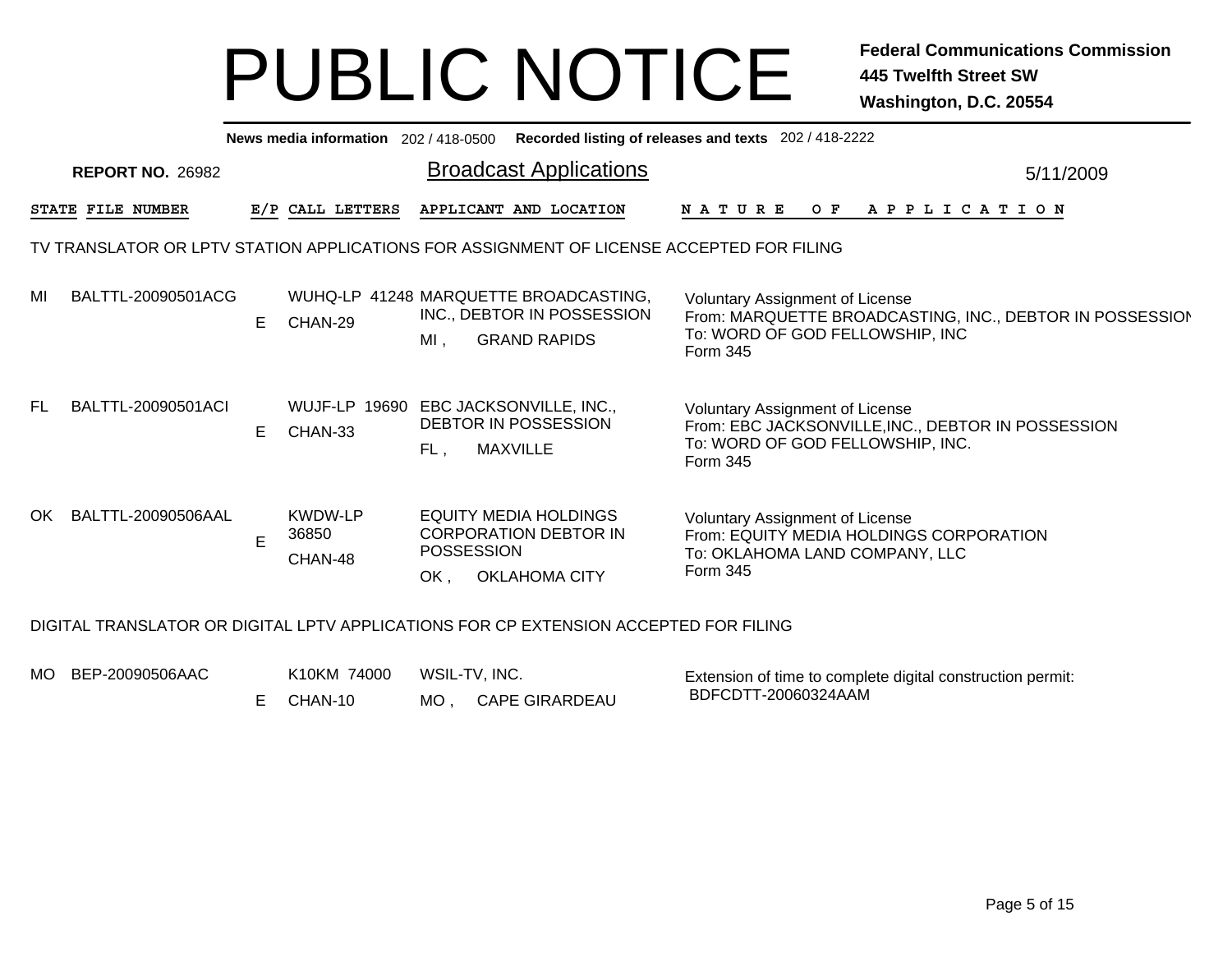# PUBLIC NOTICE

**Federal Communications Commission**
**445 Twelfth Street SW**
**Washington, D.C. 20554**

**News media information** 202 / 418-0500 **Recorded listing of releases and texts** 202 / 418-2222

**REPORT NO.** 26982

## Broadcast Applications

5/11/2009

### TV TRANSLATOR OR LPTV STATION APPLICATIONS FOR ASSIGNMENT OF LICENSE ACCEPTED FOR FILING

| STATE | FILE NUMBER | E/P | CALL LETTERS | APPLICANT AND LOCATION | NATURE OF APPLICATION |
|---|---|---|---|---|---|
| MI | BALTTL-20090501ACG | E | WUHQ-LP 41248 CHAN-29 | MARQUETTE BROADCASTING, INC., DEBTOR IN POSSESSION MI , GRAND RAPIDS | Voluntary Assignment of License From: MARQUETTE BROADCASTING, INC., DEBTOR IN POSSESSION To: WORD OF GOD FELLOWSHIP, INC Form 345 |
| FL | BALTTL-20090501ACI | E | WUJF-LP 19690 CHAN-33 | EBC JACKSONVILLE, INC., DEBTOR IN POSSESSION FL , MAXVILLE | Voluntary Assignment of License From: EBC JACKSONVILLE,INC., DEBTOR IN POSSESSION To: WORD OF GOD FELLOWSHIP, INC. Form 345 |
| OK | BALTTL-20090506AAL | E | KWDW-LP 36850 CHAN-48 | EQUITY MEDIA HOLDINGS CORPORATION DEBTOR IN POSSESSION OK , OKLAHOMA CITY | Voluntary Assignment of License From: EQUITY MEDIA HOLDINGS CORPORATION To: OKLAHOMA LAND COMPANY, LLC Form 345 |

### DIGITAL TRANSLATOR OR DIGITAL LPTV APPLICATIONS FOR CP EXTENSION ACCEPTED FOR FILING

| STATE | FILE NUMBER | E/P | CALL LETTERS | APPLICANT AND LOCATION | NATURE OF APPLICATION |
|---|---|---|---|---|---|
| MO | BEP-20090506AAC | E | K10KM 74000 CHAN-10 | WSIL-TV, INC. MO , CAPE GIRARDEAU | Extension of time to complete digital construction permit: BDFCDTT-20060324AAM |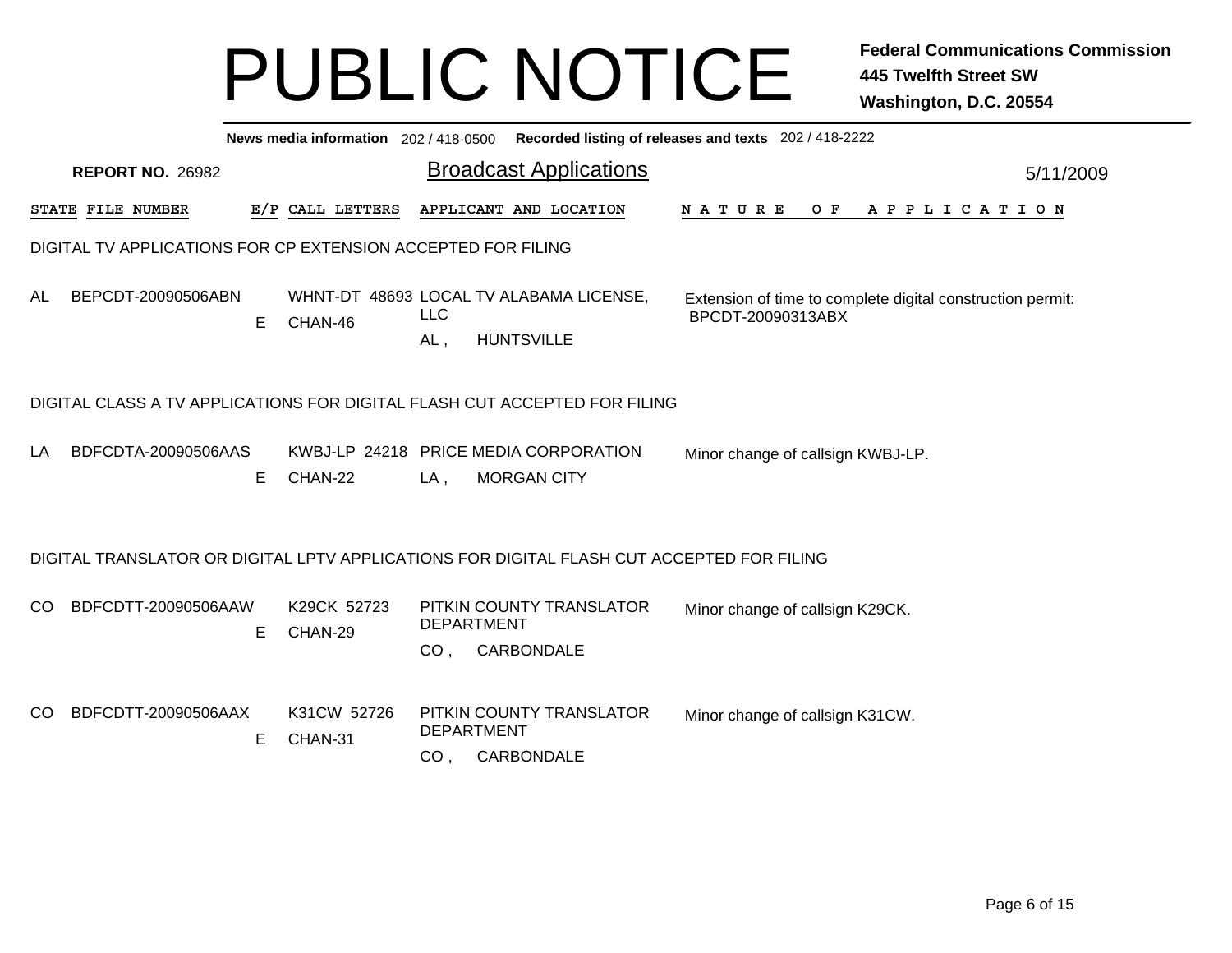# PUBLIC NOTICE

**Federal Communications Commission**
**445 Twelfth Street SW**
**Washington, D.C. 20554**

**News media information** 202 / 418-0500 **Recorded listing of releases and texts** 202 / 418-2222

**REPORT NO.** 26982

## Broadcast Applications

5/11/2009

| STATE | FILE NUMBER | E/P | CALL LETTERS | APPLICANT AND LOCATION | NATURE OF APPLICATION |
|---|---|---|---|---|---|

### DIGITAL TV APPLICATIONS FOR CP EXTENSION ACCEPTED FOR FILING

| STATE | FILE NUMBER | E/P | CALL LETTERS | APPLICANT AND LOCATION | NATURE OF APPLICATION |
|---|---|---|---|---|---|
| AL | BEPCDT-20090506ABN | E | WHNT-DT 48693 CHAN-46 | LOCAL TV ALABAMA LICENSE, LLC AL , HUNTSVILLE | Extension of time to complete digital construction permit: BPCDT-20090313ABX |

### DIGITAL CLASS A TV APPLICATIONS FOR DIGITAL FLASH CUT ACCEPTED FOR FILING

| STATE | FILE NUMBER | E/P | CALL LETTERS | APPLICANT AND LOCATION | NATURE OF APPLICATION |
|---|---|---|---|---|---|
| LA | BDFCDTA-20090506AAS | E | KWBJ-LP 24218 CHAN-22 | PRICE MEDIA CORPORATION LA , MORGAN CITY | Minor change of callsign KWBJ-LP. |

### DIGITAL TRANSLATOR OR DIGITAL LPTV APPLICATIONS FOR DIGITAL FLASH CUT ACCEPTED FOR FILING

| STATE | FILE NUMBER | E/P | CALL LETTERS | APPLICANT AND LOCATION | NATURE OF APPLICATION |
|---|---|---|---|---|---|
| CO | BDFCDTT-20090506AAW | E | K29CK 52723 CHAN-29 | PITKIN COUNTY TRANSLATOR DEPARTMENT CO , CARBONDALE | Minor change of callsign K29CK. |
| CO | BDFCDTT-20090506AAX | E | K31CW 52726 CHAN-31 | PITKIN COUNTY TRANSLATOR DEPARTMENT CO , CARBONDALE | Minor change of callsign K31CW. |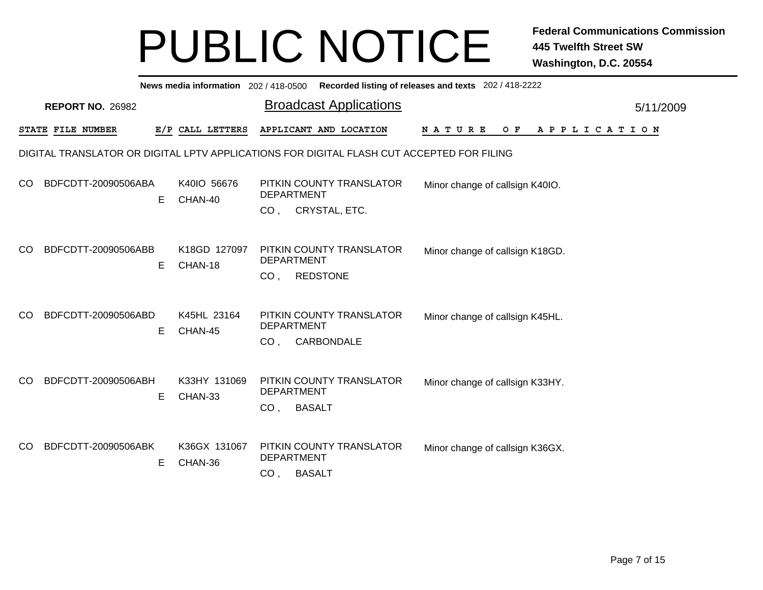# PUBLIC NOTICE

**Federal Communications Commission**
**445 Twelfth Street SW**
**Washington, D.C. 20554**

**News media information** 202 / 418-0500 **Recorded listing of releases and texts** 202 / 418-2222

**REPORT NO.** 26982

## Broadcast Applications

5/11/2009

DIGITAL TRANSLATOR OR DIGITAL LPTV APPLICATIONS FOR DIGITAL FLASH CUT ACCEPTED FOR FILING

| STATE | FILE NUMBER | E/P | CALL LETTERS | APPLICANT AND LOCATION | NATURE OF APPLICATION |
|---|---|---|---|---|---|
| CO | BDFCDTT-20090506ABA | E | K40IO 56676<br>CHAN-40 | PITKIN COUNTY TRANSLATOR DEPARTMENT<br>CO , CRYSTAL, ETC. | Minor change of callsign K40IO. |
| CO | BDFCDTT-20090506ABB | E | K18GD 127097<br>CHAN-18 | PITKIN COUNTY TRANSLATOR DEPARTMENT<br>CO , REDSTONE | Minor change of callsign K18GD. |
| CO | BDFCDTT-20090506ABD | E | K45HL 23164<br>CHAN-45 | PITKIN COUNTY TRANSLATOR DEPARTMENT<br>CO , CARBONDALE | Minor change of callsign K45HL. |
| CO | BDFCDTT-20090506ABH | E | K33HY 131069<br>CHAN-33 | PITKIN COUNTY TRANSLATOR DEPARTMENT<br>CO , BASALT | Minor change of callsign K33HY. |
| CO | BDFCDTT-20090506ABK | E | K36GX 131067<br>CHAN-36 | PITKIN COUNTY TRANSLATOR DEPARTMENT<br>CO , BASALT | Minor change of callsign K36GX. |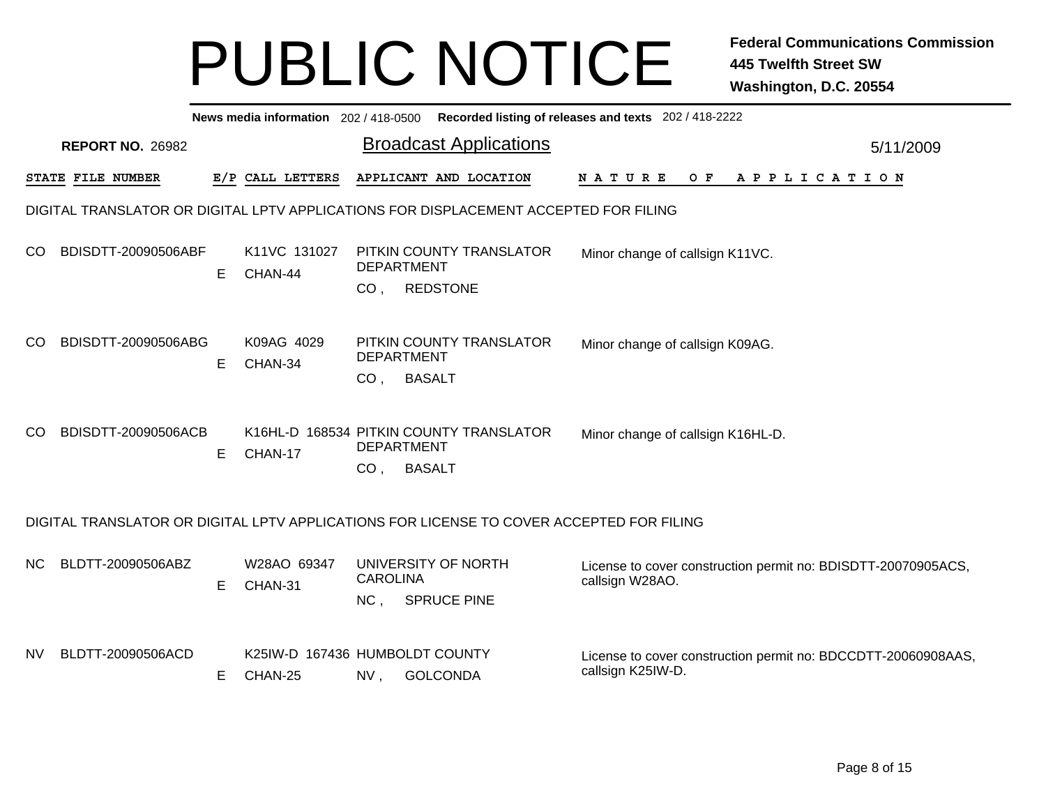# PUBLIC NOTICE

**Federal Communications Commission**
**445 Twelfth Street SW**
**Washington, D.C. 20554**

**News media information** 202 / 418-0500 **Recorded listing of releases and texts** 202 / 418-2222

**REPORT NO.** 26982

## Broadcast Applications

5/11/2009

### DIGITAL TRANSLATOR OR DIGITAL LPTV APPLICATIONS FOR DISPLACEMENT ACCEPTED FOR FILING

| STATE | FILE NUMBER | E/P | CALL LETTERS | APPLICANT AND LOCATION | NATURE OF APPLICATION |
|---|---|---|---|---|---|
| CO | BDISDTT-20090506ABF | E | K11VC 131027 CHAN-44 | PITKIN COUNTY TRANSLATOR DEPARTMENT CO , REDSTONE | Minor change of callsign K11VC. |
| CO | BDISDTT-20090506ABG | E | K09AG 4029 CHAN-34 | PITKIN COUNTY TRANSLATOR DEPARTMENT CO , BASALT | Minor change of callsign K09AG. |
| CO | BDISDTT-20090506ACB | E | K16HL-D 168534 CHAN-17 | PITKIN COUNTY TRANSLATOR DEPARTMENT CO , BASALT | Minor change of callsign K16HL-D. |

### DIGITAL TRANSLATOR OR DIGITAL LPTV APPLICATIONS FOR LICENSE TO COVER ACCEPTED FOR FILING

| STATE | FILE NUMBER | E/P | CALL LETTERS | APPLICANT AND LOCATION | NATURE OF APPLICATION |
|---|---|---|---|---|---|
| NC | BLDTT-20090506ABZ | E | W28AO 69347 CHAN-31 | UNIVERSITY OF NORTH CAROLINA NC , SPRUCE PINE | License to cover construction permit no: BDISDTT-20070905ACS, callsign W28AO. |
| NV | BLDTT-20090506ACD | E | K25IW-D 167436 CHAN-25 | HUMBOLDT COUNTY NV , GOLCONDA | License to cover construction permit no: BDCCDTT-20060908AAS, callsign K25IW-D. |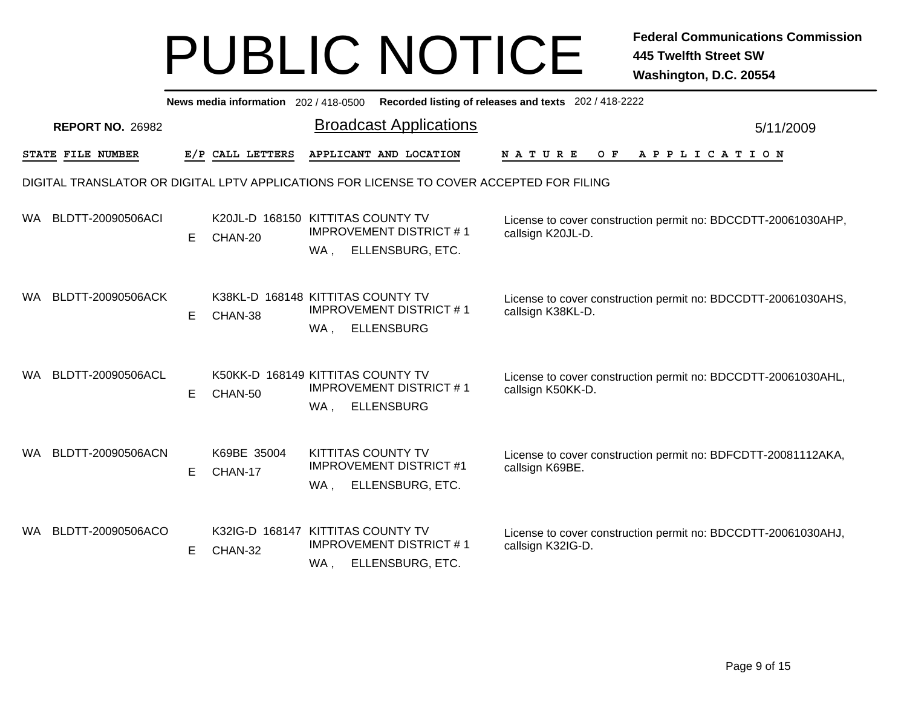# PUBLIC NOTICE

**Federal Communications Commission**
**445 Twelfth Street SW**
**Washington, D.C. 20554**

**News media information** 202 / 418-0500 **Recorded listing of releases and texts** 202 / 418-2222

**REPORT NO.** 26982

## Broadcast Applications

5/11/2009

DIGITAL TRANSLATOR OR DIGITAL LPTV APPLICATIONS FOR LICENSE TO COVER ACCEPTED FOR FILING

| STATE | FILE NUMBER | E/P | CALL LETTERS | APPLICANT AND LOCATION | NATURE OF APPLICATION |
|---|---|---|---|---|---|
| WA | BLDTT-20090506ACI | E | K20JL-D 168150 CHAN-20 | KITTITAS COUNTY TV IMPROVEMENT DISTRICT # 1 WA , ELLENSBURG, ETC. | License to cover construction permit no: BDCCDTT-20061030AHP, callsign K20JL-D. |
| WA | BLDTT-20090506ACK | E | K38KL-D 168148 CHAN-38 | KITTITAS COUNTY TV IMPROVEMENT DISTRICT # 1 WA , ELLENSBURG | License to cover construction permit no: BDCCDTT-20061030AHS, callsign K38KL-D. |
| WA | BLDTT-20090506ACL | E | K50KK-D 168149 CHAN-50 | KITTITAS COUNTY TV IMPROVEMENT DISTRICT # 1 WA , ELLENSBURG | License to cover construction permit no: BDCCDTT-20061030AHL, callsign K50KK-D. |
| WA | BLDTT-20090506ACN | E | K69BE 35004 CHAN-17 | KITTITAS COUNTY TV IMPROVEMENT DISTRICT #1 WA , ELLENSBURG, ETC. | License to cover construction permit no: BDFCDTT-20081112AKA, callsign K69BE. |
| WA | BLDTT-20090506ACO | E | K32IG-D 168147 CHAN-32 | KITTITAS COUNTY TV IMPROVEMENT DISTRICT # 1 WA , ELLENSBURG, ETC. | License to cover construction permit no: BDCCDTT-20061030AHJ, callsign K32IG-D. |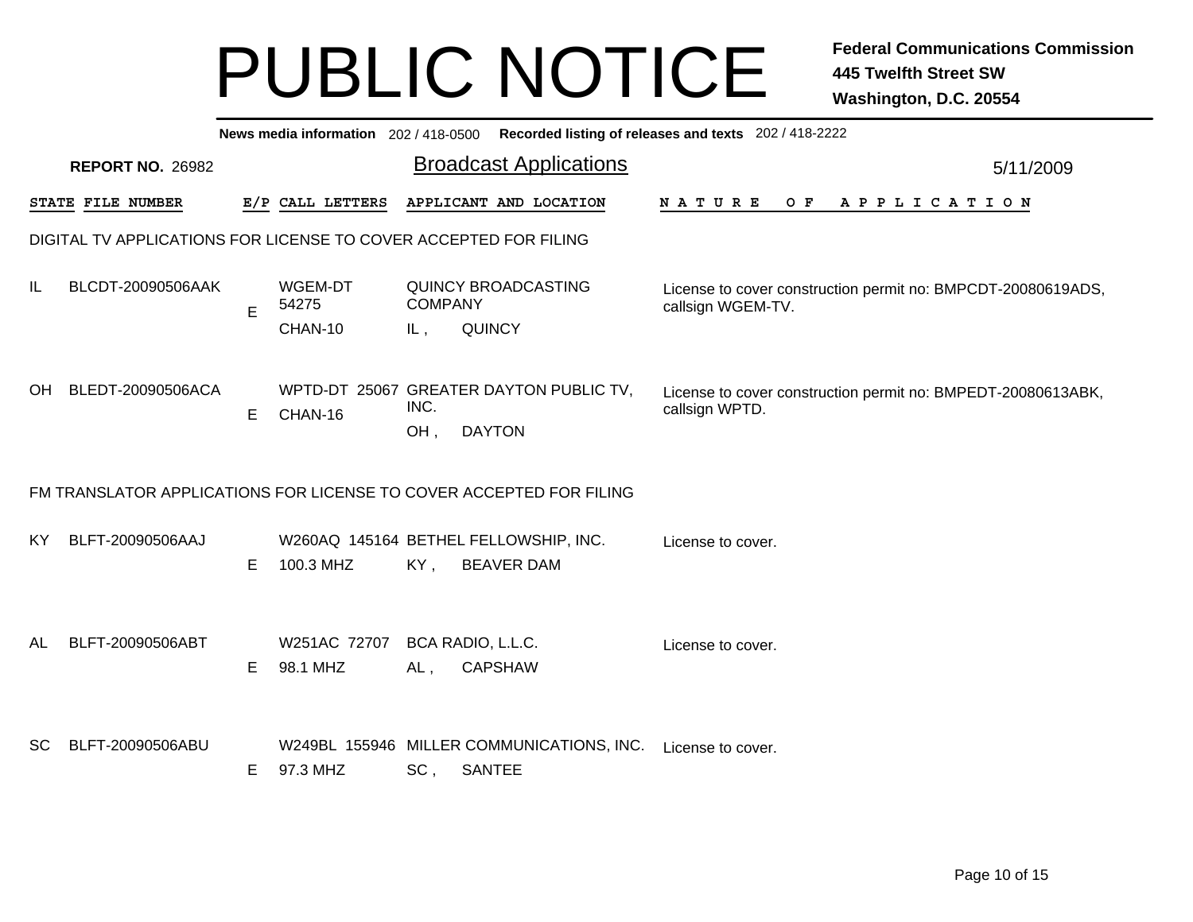# PUBLIC NOTICE

**Federal Communications Commission**
**445 Twelfth Street SW**
**Washington, D.C. 20554**

**News media information** 202 / 418-0500 **Recorded listing of releases and texts** 202 / 418-2222

**REPORT NO.** 26982

## Broadcast Applications

5/11/2009

### DIGITAL TV APPLICATIONS FOR LICENSE TO COVER ACCEPTED FOR FILING

| STATE | FILE NUMBER | E/P | CALL LETTERS | APPLICANT AND LOCATION | NATURE OF APPLICATION |
|---|---|---|---|---|---|
| IL | BLCDT-20090506AAK | E | WGEM-DT 54275 CHAN-10 | QUINCY BROADCASTING COMPANY IL , QUINCY | License to cover construction permit no: BMPCDT-20080619ADS, callsign WGEM-TV. |
| OH | BLEDT-20090506ACA | E | WPTD-DT 25067 CHAN-16 | GREATER DAYTON PUBLIC TV, INC. OH , DAYTON | License to cover construction permit no: BMPEDT-20080613ABK, callsign WPTD. |

### FM TRANSLATOR APPLICATIONS FOR LICENSE TO COVER ACCEPTED FOR FILING

| STATE | FILE NUMBER | E/P | CALL LETTERS | APPLICANT AND LOCATION | NATURE OF APPLICATION |
|---|---|---|---|---|---|
| KY | BLFT-20090506AAJ | E | W260AQ 145164 100.3 MHZ | BETHEL FELLOWSHIP, INC. KY , BEAVER DAM | License to cover. |
| AL | BLFT-20090506ABT | E | W251AC 72707 98.1 MHZ | BCA RADIO, L.L.C. AL , CAPSHAW | License to cover. |
| SC | BLFT-20090506ABU | E | W249BL 155946 97.3 MHZ | MILLER COMMUNICATIONS, INC. SC , SANTEE | License to cover. |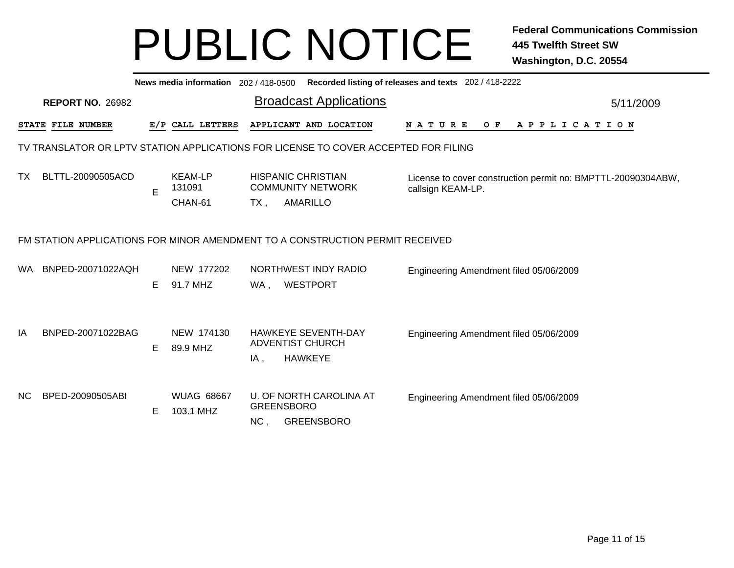# PUBLIC NOTICE

**Federal Communications Commission**
**445 Twelfth Street SW**
**Washington, D.C. 20554**

**News media information** 202 / 418-0500 **Recorded listing of releases and texts** 202 / 418-2222

**REPORT NO.** 26982

## Broadcast Applications

5/11/2009

### TV TRANSLATOR OR LPTV STATION APPLICATIONS FOR LICENSE TO COVER ACCEPTED FOR FILING

| STATE | FILE NUMBER | E/P | CALL LETTERS | APPLICANT AND LOCATION | NATURE OF APPLICATION |
|---|---|---|---|---|---|
| TX | BLTTL-20090505ACD | E | KEAM-LP 131091 CHAN-61 | HISPANIC CHRISTIAN COMMUNITY NETWORK TX , AMARILLO | License to cover construction permit no: BMPTTL-20090304ABW, callsign KEAM-LP. |

### FM STATION APPLICATIONS FOR MINOR AMENDMENT TO A CONSTRUCTION PERMIT RECEIVED

| STATE | FILE NUMBER | E/P | CALL LETTERS | APPLICANT AND LOCATION | NATURE OF APPLICATION |
|---|---|---|---|---|---|
| WA | BNPED-20071022AQH | E | NEW 177202 91.7 MHZ | NORTHWEST INDY RADIO WA , WESTPORT | Engineering Amendment filed 05/06/2009 |
| IA | BNPED-20071022BAG | E | NEW 174130 89.9 MHZ | HAWKEYE SEVENTH-DAY ADVENTIST CHURCH IA , HAWKEYE | Engineering Amendment filed 05/06/2009 |
| NC | BPED-20090505ABI | E | WUAG 68667 103.1 MHZ | U. OF NORTH CAROLINA AT GREENSBORO NC , GREENSBORO | Engineering Amendment filed 05/06/2009 |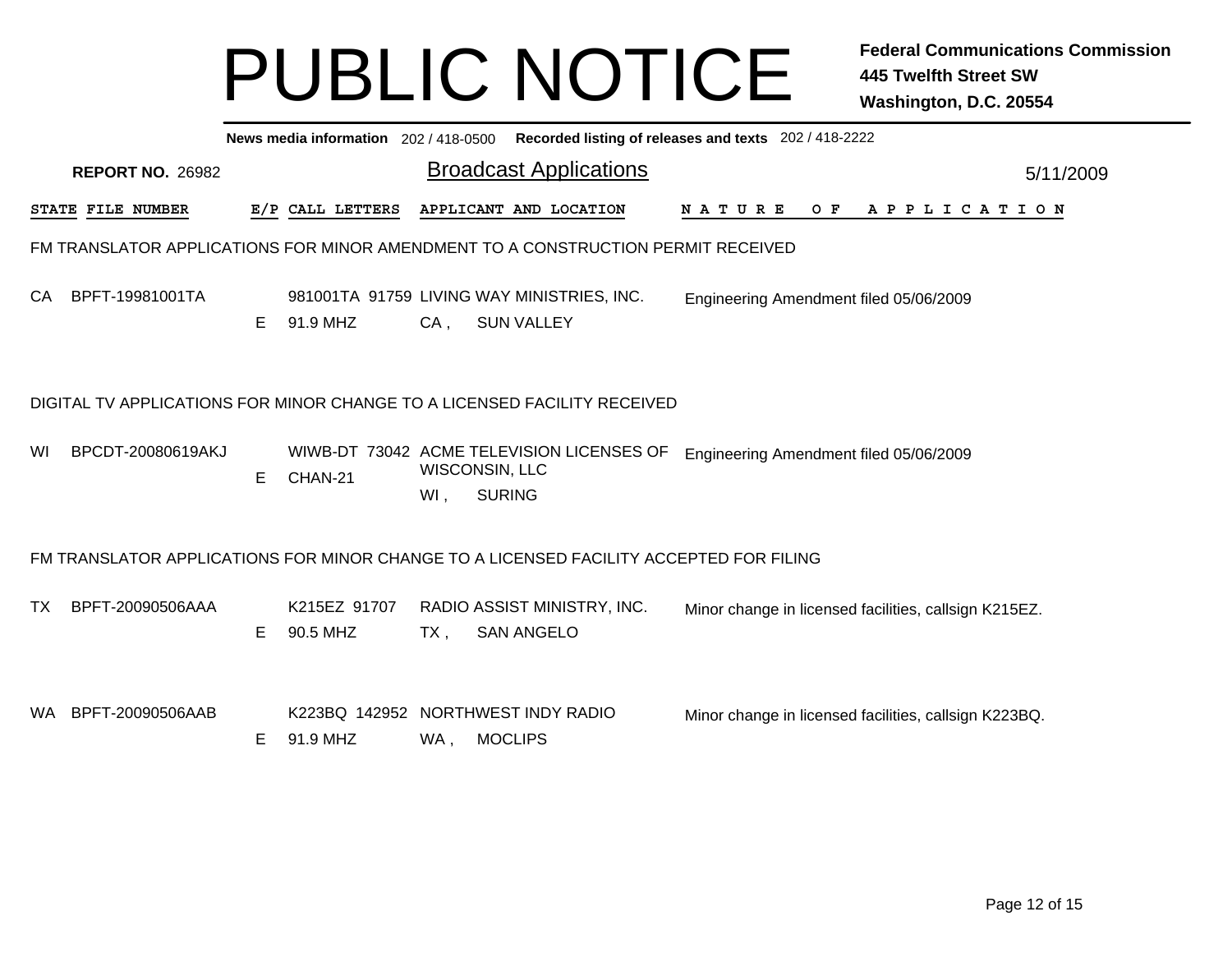# PUBLIC NOTICE

**Federal Communications Commission**
**445 Twelfth Street SW**
**Washington, D.C. 20554**

**News media information** 202 / 418-0500 **Recorded listing of releases and texts** 202 / 418-2222

**REPORT NO.** 26982

## Broadcast Applications

5/11/2009

| STATE | FILE NUMBER | E/P | CALL LETTERS | APPLICANT AND LOCATION | NATURE OF APPLICATION |
|---|---|---|---|---|---|

### FM TRANSLATOR APPLICATIONS FOR MINOR AMENDMENT TO A CONSTRUCTION PERMIT RECEIVED

| STATE | FILE NUMBER | E/P | CALL LETTERS | APPLICANT AND LOCATION | NATURE OF APPLICATION |
|---|---|---|---|---|---|
| CA | BPFT-19981001TA | E | 981001TA 91759<br>91.9 MHZ | LIVING WAY MINISTRIES, INC.<br>CA , SUN VALLEY | Engineering Amendment filed 05/06/2009 |

### DIGITAL TV APPLICATIONS FOR MINOR CHANGE TO A LICENSED FACILITY RECEIVED

| STATE | FILE NUMBER | E/P | CALL LETTERS | APPLICANT AND LOCATION | NATURE OF APPLICATION |
|---|---|---|---|---|---|
| WI | BPCDT-20080619AKJ | E | WIWB-DT 73042<br>CHAN-21 | ACME TELEVISION LICENSES OF WISCONSIN, LLC<br>WI , SURING | Engineering Amendment filed 05/06/2009 |

### FM TRANSLATOR APPLICATIONS FOR MINOR CHANGE TO A LICENSED FACILITY ACCEPTED FOR FILING

| STATE | FILE NUMBER | E/P | CALL LETTERS | APPLICANT AND LOCATION | NATURE OF APPLICATION |
|---|---|---|---|---|---|
| TX | BPFT-20090506AAA | E | K215EZ 91707<br>90.5 MHZ | RADIO ASSIST MINISTRY, INC.<br>TX , SAN ANGELO | Minor change in licensed facilities, callsign K215EZ. |
| WA | BPFT-20090506AAB | E | K223BQ 142952<br>91.9 MHZ | NORTHWEST INDY RADIO<br>WA , MOCLIPS | Minor change in licensed facilities, callsign K223BQ. |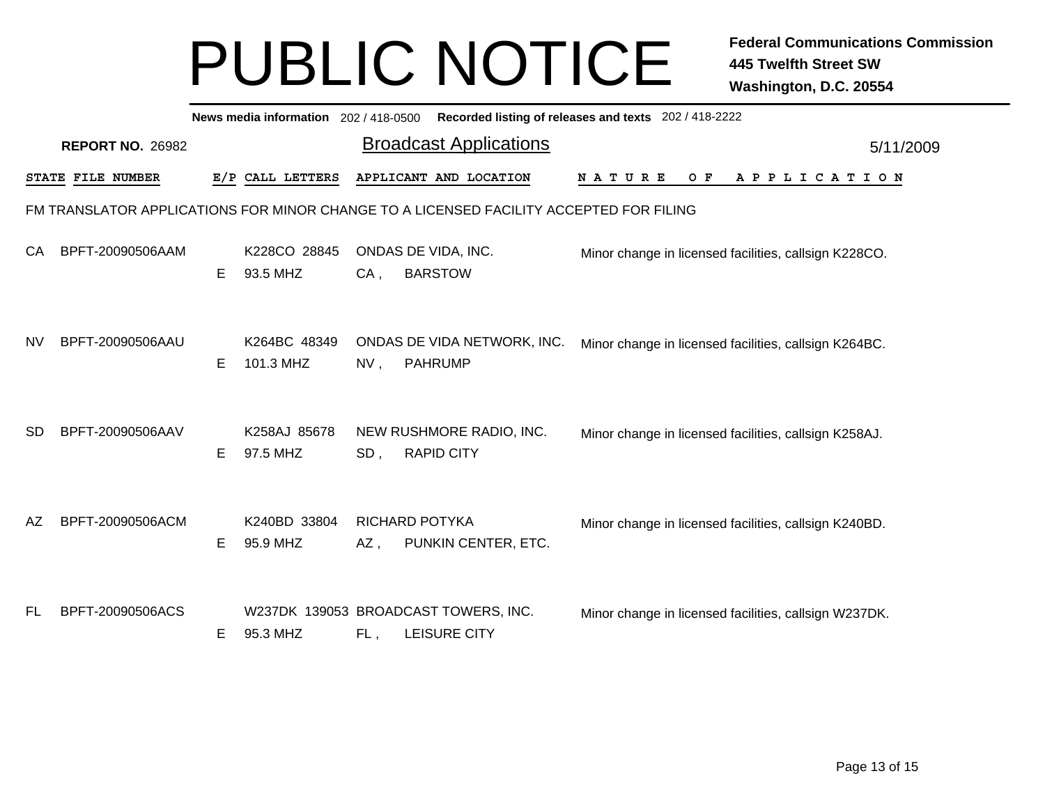# PUBLIC NOTICE

**Federal Communications Commission**
**445 Twelfth Street SW**
**Washington, D.C. 20554**

**News media information** 202 / 418-0500 **Recorded listing of releases and texts** 202 / 418-2222

**REPORT NO.** 26982

## Broadcast Applications

5/11/2009

FM TRANSLATOR APPLICATIONS FOR MINOR CHANGE TO A LICENSED FACILITY ACCEPTED FOR FILING

| STATE | FILE NUMBER | E/P | CALL LETTERS | APPLICANT AND LOCATION | NATURE OF APPLICATION |
|---|---|---|---|---|---|
| CA | BPFT-20090506AAM | E | K228CO 28845<br>93.5 MHZ | ONDAS DE VIDA, INC.<br>CA , BARSTOW | Minor change in licensed facilities, callsign K228CO. |
| NV | BPFT-20090506AAU | E | K264BC 48349<br>101.3 MHZ | ONDAS DE VIDA NETWORK, INC.<br>NV , PAHRUMP | Minor change in licensed facilities, callsign K264BC. |
| SD | BPFT-20090506AAV | E | K258AJ 85678<br>97.5 MHZ | NEW RUSHMORE RADIO, INC.<br>SD , RAPID CITY | Minor change in licensed facilities, callsign K258AJ. |
| AZ | BPFT-20090506ACM | E | K240BD 33804<br>95.9 MHZ | RICHARD POTYKA<br>AZ , PUNKIN CENTER, ETC. | Minor change in licensed facilities, callsign K240BD. |
| FL | BPFT-20090506ACS | E | W237DK 139053<br>95.3 MHZ | BROADCAST TOWERS, INC.<br>FL , LEISURE CITY | Minor change in licensed facilities, callsign W237DK. |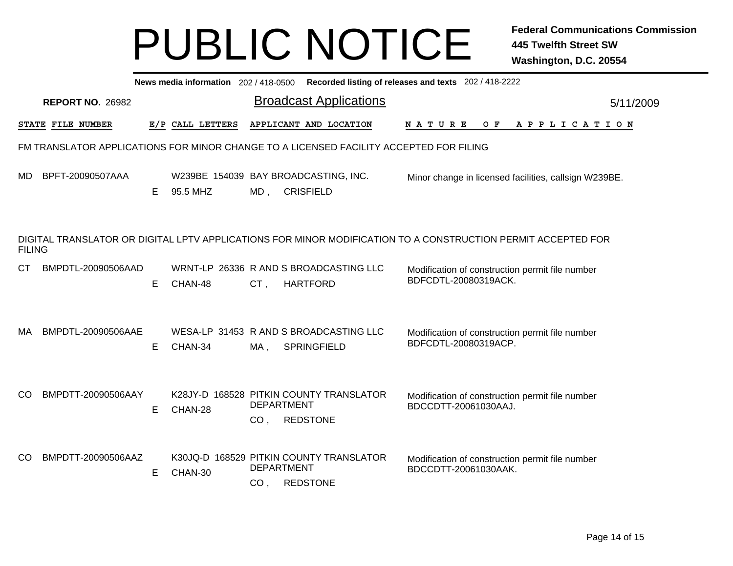# PUBLIC NOTICE

**Federal Communications Commission**
**445 Twelfth Street SW**
**Washington, D.C. 20554**

**News media information** 202 / 418-0500 **Recorded listing of releases and texts** 202 / 418-2222

**REPORT NO.** 26982

## Broadcast Applications

5/11/2009

| STATE | FILE NUMBER | E/P | CALL LETTERS | APPLICANT AND LOCATION | NATURE OF APPLICATION |
|---|---|---|---|---|---|

### FM TRANSLATOR APPLICATIONS FOR MINOR CHANGE TO A LICENSED FACILITY ACCEPTED FOR FILING

| STATE | FILE NUMBER | E/P | CALL LETTERS | APPLICANT AND LOCATION | NATURE OF APPLICATION |
|---|---|---|---|---|---|
| MD | BPFT-20090507AAA | E | W239BE 154039<br>95.5 MHZ | BAY BROADCASTING, INC.<br>MD , CRISFIELD | Minor change in licensed facilities, callsign W239BE. |

### DIGITAL TRANSLATOR OR DIGITAL LPTV APPLICATIONS FOR MINOR MODIFICATION TO A CONSTRUCTION PERMIT ACCEPTED FOR FILING

| STATE | FILE NUMBER | E/P | CALL LETTERS | APPLICANT AND LOCATION | NATURE OF APPLICATION |
|---|---|---|---|---|---|
| CT | BMPDTL-20090506AAD | E | WRNT-LP 26336<br>CHAN-48 | R AND S BROADCASTING LLC<br>CT , HARTFORD | Modification of construction permit file number BDFCDTL-20080319ACK. |
| MA | BMPDTL-20090506AAE | E | WESA-LP 31453<br>CHAN-34 | R AND S BROADCASTING LLC<br>MA , SPRINGFIELD | Modification of construction permit file number BDFCDTL-20080319ACP. |
| CO | BMPDTT-20090506AAY | E | K28JY-D 168528<br>CHAN-28 | PITKIN COUNTY TRANSLATOR DEPARTMENT<br>CO , REDSTONE | Modification of construction permit file number BDCCDTT-20061030AAJ. |
| CO | BMPDTT-20090506AAZ | E | K30JQ-D 168529<br>CHAN-30 | PITKIN COUNTY TRANSLATOR DEPARTMENT<br>CO , REDSTONE | Modification of construction permit file number BDCCDTT-20061030AAK. |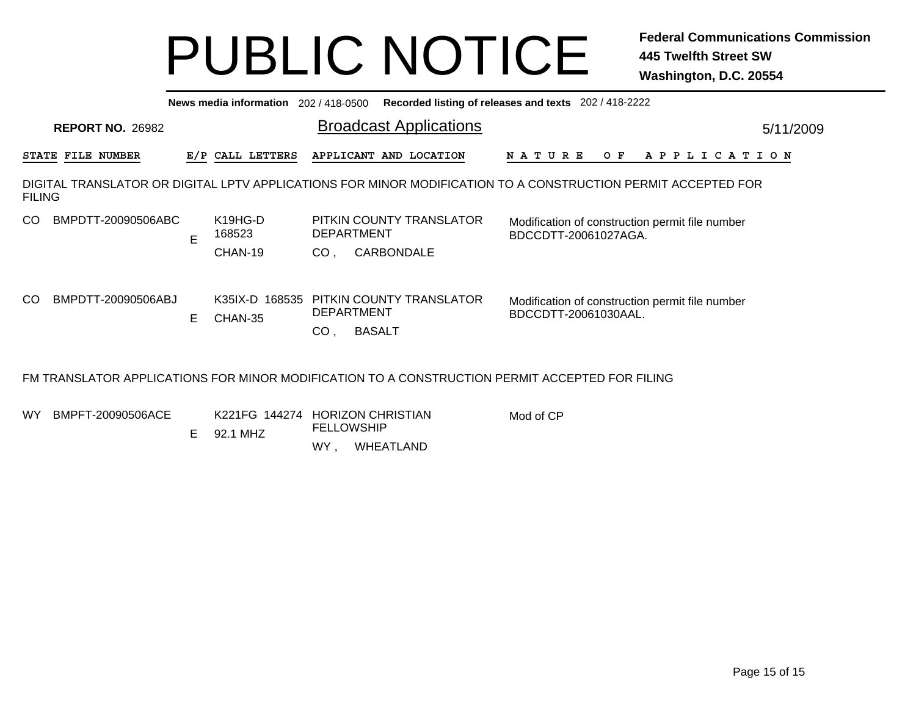# PUBLIC NOTICE

**Federal Communications Commission**
**445 Twelfth Street SW**
**Washington, D.C. 20554**

**News media information** 202 / 418-0500 **Recorded listing of releases and texts** 202 / 418-2222

**REPORT NO.** 26982

## Broadcast Applications

5/11/2009

| STATE | FILE NUMBER | E/P | CALL LETTERS | APPLICANT AND LOCATION | NATURE OF APPLICATION |
|---|---|---|---|---|---|

DIGITAL TRANSLATOR OR DIGITAL LPTV APPLICATIONS FOR MINOR MODIFICATION TO A CONSTRUCTION PERMIT ACCEPTED FOR FILING

| STATE | FILE NUMBER | E/P | CALL LETTERS | APPLICANT AND LOCATION | NATURE OF APPLICATION |
|---|---|---|---|---|---|
| CO | BMPDTT-20090506ABC | E | K19HG-D 168523 CHAN-19 | PITKIN COUNTY TRANSLATOR DEPARTMENT CO , CARBONDALE | Modification of construction permit file number BDCCDTT-20061027AGA. |
| CO | BMPDTT-20090506ABJ | E | K35IX-D 168535 CHAN-35 | PITKIN COUNTY TRANSLATOR DEPARTMENT CO , BASALT | Modification of construction permit file number BDCCDTT-20061030AAL. |

FM TRANSLATOR APPLICATIONS FOR MINOR MODIFICATION TO A CONSTRUCTION PERMIT ACCEPTED FOR FILING

| STATE | FILE NUMBER | E/P | CALL LETTERS | APPLICANT AND LOCATION | NATURE OF APPLICATION |
|---|---|---|---|---|---|
| WY | BMPFT-20090506ACE | E | K221FG 144274 92.1 MHZ | HORIZON CHRISTIAN FELLOWSHIP WY , WHEATLAND | Mod of CP |